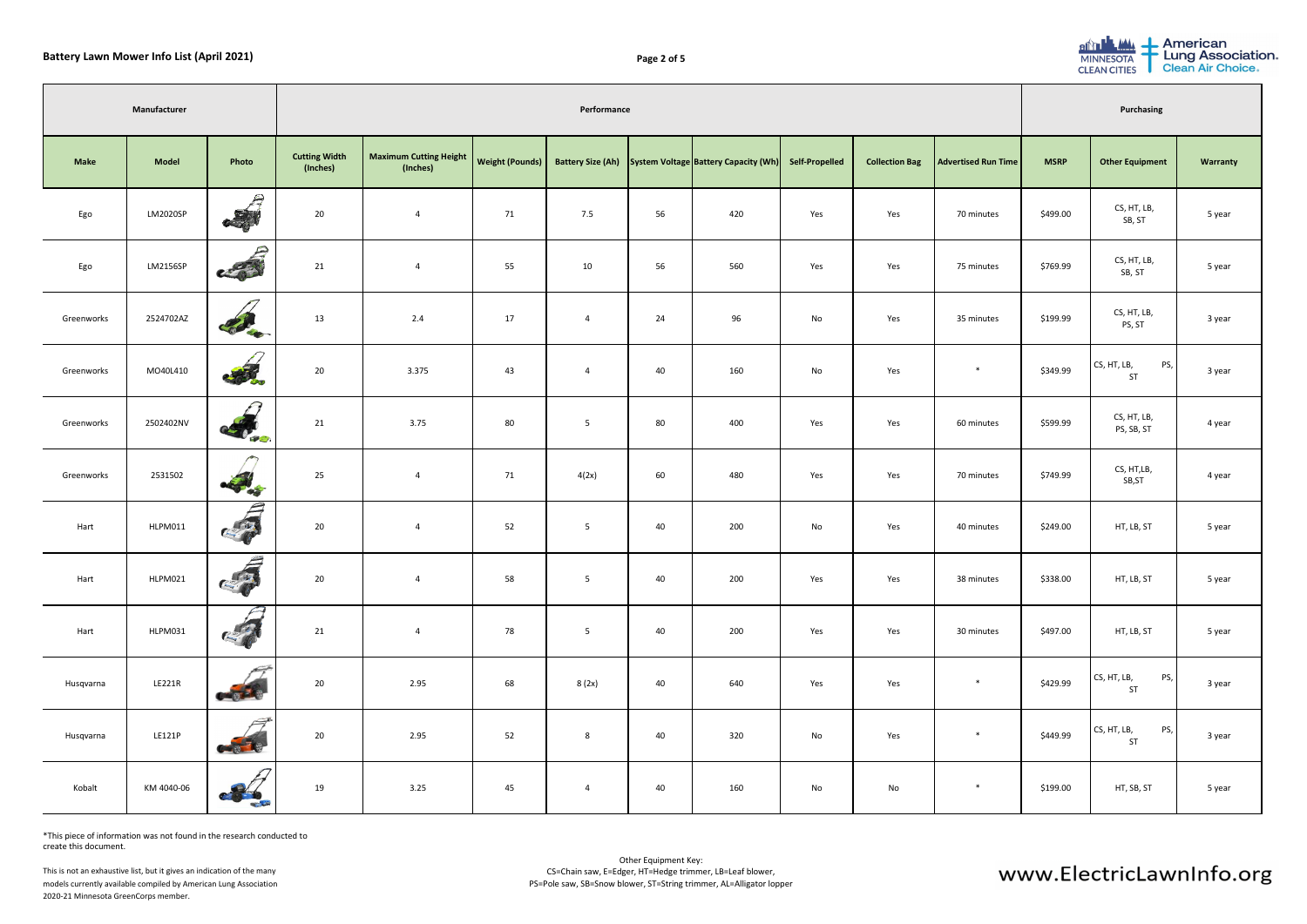**Battery Lawn Mower Info List (April 2021)**

| Manufacturer | | | Performance | | | | | | | | | | Purchasing | | |
|---|---|---|---|---|---|---|---|---|---|---|---|---|---|---|---|
| Make | Model | Photo | Cutting Width (Inches) | Maximum Cutting Height (Inches) | Weight (Pounds) | Battery Size (Ah) | System Voltage | Battery Capacity (Wh) | Self-Propelled | Collection Bag | Advertised Run Time | MSRP | Other Equipment | Warranty |
| Ego | LM2020SP | | 20 | 4 | 71 | 7.5 | 56 | 420 | Yes | Yes | 70 minutes | $499.00 | CS, HT, LB, SB, ST | 5 year |
| Ego | LM2156SP | | 21 | 4 | 55 | 10 | 56 | 560 | Yes | Yes | 75 minutes | $769.99 | CS, HT, LB, SB, ST | 5 year |
| Greenworks | 2524702AZ | | 13 | 2.4 | 17 | 4 | 24 | 96 | No | Yes | 35 minutes | $199.99 | CS, HT, LB, PS, ST | 3 year |
| Greenworks | MO40L410 | | 20 | 3.375 | 43 | 4 | 40 | 160 | No | Yes | * | $349.99 | CS, HT, LB, PS, ST | 3 year |
| Greenworks | 2502402NV | | 21 | 3.75 | 80 | 5 | 80 | 400 | Yes | Yes | 60 minutes | $599.99 | CS, HT, LB, PS, SB, ST | 4 year |
| Greenworks | 2531502 | | 25 | 4 | 71 | 4(2x) | 60 | 480 | Yes | Yes | 70 minutes | $749.99 | CS, HT,LB, SB,ST | 4 year |
| Hart | HLPM011 | | 20 | 4 | 52 | 5 | 40 | 200 | No | Yes | 40 minutes | $249.00 | HT, LB, ST | 5 year |
| Hart | HLPM021 | | 20 | 4 | 58 | 5 | 40 | 200 | Yes | Yes | 38 minutes | $338.00 | HT, LB, ST | 5 year |
| Hart | HLPM031 | | 21 | 4 | 78 | 5 | 40 | 200 | Yes | Yes | 30 minutes | $497.00 | HT, LB, ST | 5 year |
| Husqvarna | LE221R | | 20 | 2.95 | 68 | 8 (2x) | 40 | 640 | Yes | Yes | * | $429.99 | CS, HT, LB, PS, ST | 3 year |
| Husqvarna | LE121P | | 20 | 2.95 | 52 | 8 | 40 | 320 | No | Yes | * | $449.99 | CS, HT, LB, PS, ST | 3 year |
| Kobalt | KM 4040-06 | | 19 | 3.25 | 45 | 4 | 40 | 160 | No | No | * | $199.00 | HT, SB, ST | 5 year |

*This piece of information was not found in the research conducted to create this document.

This is not an exhaustive list, but it gives an indication of the many models currently available compiled by American Lung Association 2020-21 Minnesota GreenCorps member.

Other Equipment Key:
CS=Chain saw, E=Edger, HT=Hedge trimmer, LB=Leaf blower,
PS=Pole saw, SB=Snow blower, ST=String trimmer, AL=Alligator lopper

www.ElectricLawnInfo.org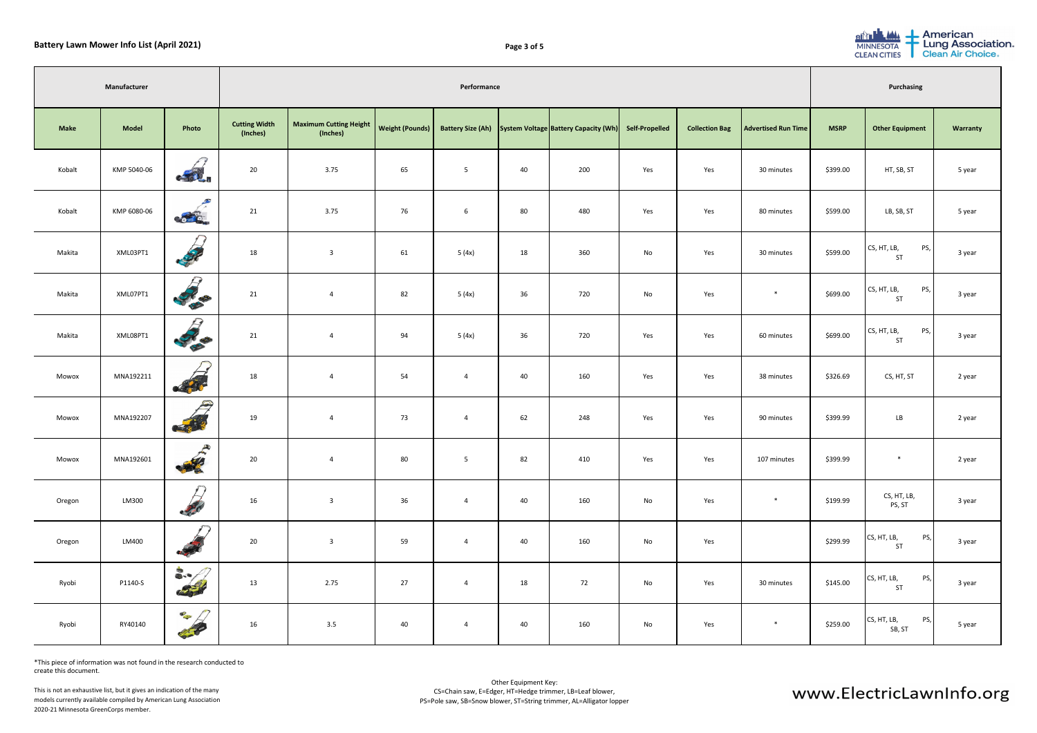## Battery Lawn Mower Info List (April 2021)

| Manufacturer | | | Performance | | | | | | | | | Purchasing | | |
|---|---|---|---|---|---|---|---|---|---|---|---|---|---|---|
| Make | Model | Photo | Cutting Width (Inches) | Maximum Cutting Height (Inches) | Weight (Pounds) | Battery Size (Ah) | System Voltage | Battery Capacity (Wh) | Self-Propelled | Collection Bag | Advertised Run Time | MSRP | Other Equipment | Warranty |
| Kobalt | KMP 5040-06 | | 20 | 3.75 | 65 | 5 | 40 | 200 | Yes | Yes | 30 minutes | $399.00 | HT, SB, ST | 5 year |
| Kobalt | KMP 6080-06 | | 21 | 3.75 | 76 | 6 | 80 | 480 | Yes | Yes | 80 minutes | $599.00 | LB, SB, ST | 5 year |
| Makita | XML03PT1 | | 18 | 3 | 61 | 5 (4x) | 18 | 360 | No | Yes | 30 minutes | $599.00 | CS, HT, LB, PS, ST | 3 year |
| Makita | XML07PT1 | | 21 | 4 | 82 | 5 (4x) | 36 | 720 | No | Yes | * | $699.00 | CS, HT, LB, PS, ST | 3 year |
| Makita | XML08PT1 | | 21 | 4 | 94 | 5 (4x) | 36 | 720 | Yes | Yes | 60 minutes | $699.00 | CS, HT, LB, PS, ST | 3 year |
| Mowox | MNA192211 | | 18 | 4 | 54 | 4 | 40 | 160 | Yes | Yes | 38 minutes | $326.69 | CS, HT, ST | 2 year |
| Mowox | MNA192207 | | 19 | 4 | 73 | 4 | 62 | 248 | Yes | Yes | 90 minutes | $399.99 | LB | 2 year |
| Mowox | MNA192601 | | 20 | 4 | 80 | 5 | 82 | 410 | Yes | Yes | 107 minutes | $399.99 | * | 2 year |
| Oregon | LM300 | | 16 | 3 | 36 | 4 | 40 | 160 | No | Yes | * | $199.99 | CS, HT, LB, PS, ST | 3 year |
| Oregon | LM400 | | 20 | 3 | 59 | 4 | 40 | 160 | No | Yes | | $299.99 | CS, HT, LB, PS, ST | 3 year |
| Ryobi | P1140-S | | 13 | 2.75 | 27 | 4 | 18 | 72 | No | Yes | 30 minutes | $145.00 | CS, HT, LB, PS, ST | 3 year |
| Ryobi | RY40140 | | 16 | 3.5 | 40 | 4 | 40 | 160 | No | Yes | * | $259.00 | CS, HT, LB, PS, SB, ST | 5 year |

*This piece of information was not found in the research conducted to create this document.

This is not an exhaustive list, but it gives an indication of the many models currently available compiled by American Lung Association 2020-21 Minnesota GreenCorps member.

Other Equipment Key:
CS=Chain saw, E=Edger, HT=Hedge trimmer, LB=Leaf blower,
PS=Pole saw, SB=Snow blower, ST=String trimmer, AL=Alligator lopper

www.ElectricLawnInfo.org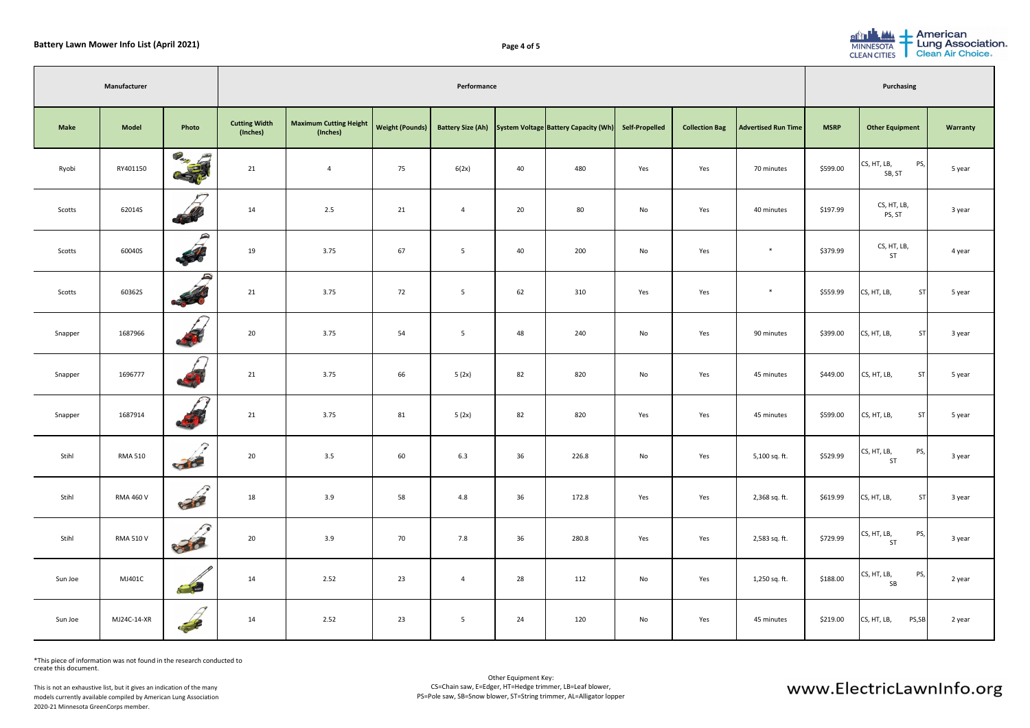| Manufacturer | | | Performance | | | | | | | | | Purchasing | | |
|---|---|---|---|---|---|---|---|---|---|---|---|---|---|---|
| Make | Model | Photo | Cutting Width (Inches) | Maximum Cutting Height (Inches) | Weight (Pounds) | Battery Size (Ah) | System Voltage | Battery Capacity (Wh) | Self-Propelled | Collection Bag | Advertised Run Time | MSRP | Other Equipment | Warranty |
| Ryobi | RY401150 | | 21 | 4 | 75 | 6(2x) | 40 | 480 | Yes | Yes | 70 minutes | $599.00 | CS, HT, LB, PS, SB, ST | 5 year |
| Scotts | 62014S | | 14 | 2.5 | 21 | 4 | 20 | 80 | No | Yes | 40 minutes | $197.99 | CS, HT, LB, PS, ST | 3 year |
| Scotts | 60040S | | 19 | 3.75 | 67 | 5 | 40 | 200 | No | Yes | * | $379.99 | CS, HT, LB, ST | 4 year |
| Scotts | 60362S | | 21 | 3.75 | 72 | 5 | 62 | 310 | Yes | Yes | * | $559.99 | CS, HT, LB, ST | 5 year |
| Snapper | 1687966 | | 20 | 3.75 | 54 | 5 | 48 | 240 | No | Yes | 90 minutes | $399.00 | CS, HT, LB, ST | 3 year |
| Snapper | 1696777 | | 21 | 3.75 | 66 | 5 (2x) | 82 | 820 | No | Yes | 45 minutes | $449.00 | CS, HT, LB, ST | 5 year |
| Snapper | 1687914 | | 21 | 3.75 | 81 | 5 (2x) | 82 | 820 | Yes | Yes | 45 minutes | $599.00 | CS, HT, LB, ST | 5 year |
| Stihl | RMA 510 | | 20 | 3.5 | 60 | 6.3 | 36 | 226.8 | No | Yes | 5,100 sq. ft. | $529.99 | CS, HT, LB, PS, ST | 3 year |
| Stihl | RMA 460 V | | 18 | 3.9 | 58 | 4.8 | 36 | 172.8 | Yes | Yes | 2,368 sq. ft. | $619.99 | CS, HT, LB, ST | 3 year |
| Stihl | RMA 510 V | | 20 | 3.9 | 70 | 7.8 | 36 | 280.8 | Yes | Yes | 2,583 sq. ft. | $729.99 | CS, HT, LB, PS, ST | 3 year |
| Sun Joe | MJ401C | | 14 | 2.52 | 23 | 4 | 28 | 112 | No | Yes | 1,250 sq. ft. | $188.00 | CS, HT, LB, PS, SB | 2 year |
| Sun Joe | MJ24C-14-XR | | 14 | 2.52 | 23 | 5 | 24 | 120 | No | Yes | 45 minutes | $219.00 | CS, HT, LB, PS,SB | 2 year |

*This piece of information was not found in the research conducted to create this document.

This is not an exhaustive list, but it gives an indication of the many models currently available compiled by American Lung Association 2020-21 Minnesota GreenCorps member.

Other Equipment Key:
CS=Chain saw, E=Edger, HT=Hedge trimmer, LB=Leaf blower,
PS=Pole saw, SB=Snow blower, ST=String trimmer, AL=Alligator lopper

www.ElectricLawnInfo.org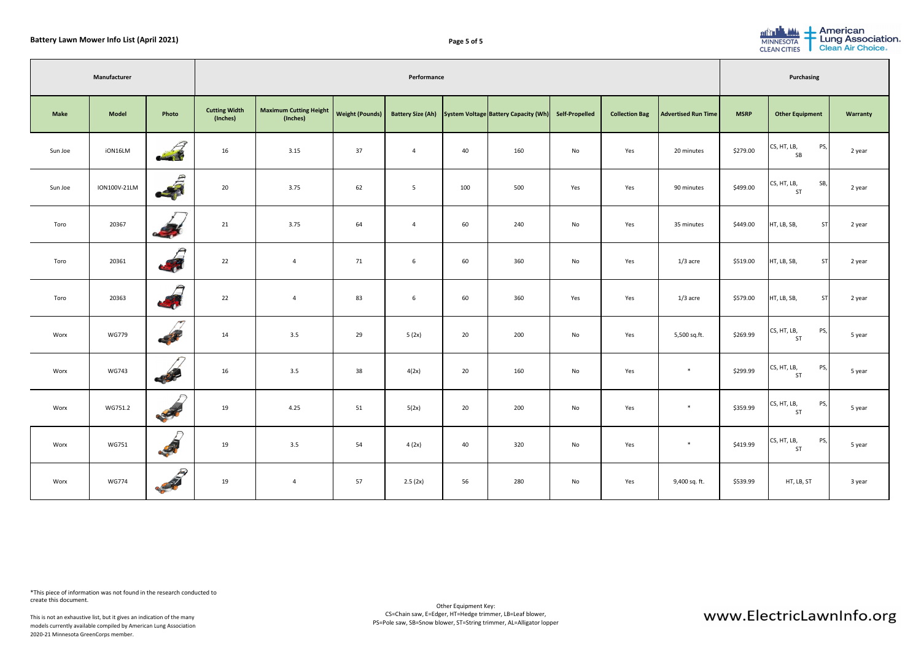| Manufacturer | | | Performance | | | | | | | | | Purchasing | | |
|---|---|---|---|---|---|---|---|---|---|---|---|---|---|---|
| **Make** | **Model** | **Photo** | **Cutting Width (Inches)** | **Maximum Cutting Height (Inches)** | **Weight (Pounds)** | **Battery Size (Ah)** | **System Voltage** | **Battery Capacity (Wh)** | **Self-Propelled** | **Collection Bag** | **Advertised Run Time** | **MSRP** | **Other Equipment** | **Warranty** |
| Sun Joe | iON16LM | | 16 | 3.15 | 37 | 4 | 40 | 160 | No | Yes | 20 minutes | $279.00 | CS, HT, LB, PS, SB | 2 year |
| Sun Joe | ION100V-21LM | | 20 | 3.75 | 62 | 5 | 100 | 500 | Yes | Yes | 90 minutes | $499.00 | CS, HT, LB, SB, ST | 2 year |
| Toro | 20367 | | 21 | 3.75 | 64 | 4 | 60 | 240 | No | Yes | 35 minutes | $449.00 | HT, LB, SB, ST | 2 year |
| Toro | 20361 | | 22 | 4 | 71 | 6 | 60 | 360 | No | Yes | 1/3 acre | $519.00 | HT, LB, SB, ST | 2 year |
| Toro | 20363 | | 22 | 4 | 83 | 6 | 60 | 360 | Yes | Yes | 1/3 acre | $579.00 | HT, LB, SB, ST | 2 year |
| Worx | WG779 | | 14 | 3.5 | 29 | 5 (2x) | 20 | 200 | No | Yes | 5,500 sq.ft. | $269.99 | CS, HT, LB, PS, ST | 5 year |
| Worx | WG743 | | 16 | 3.5 | 38 | 4(2x) | 20 | 160 | No | Yes | * | $299.99 | CS, HT, LB, PS, ST | 5 year |
| Worx | WG751.2 | | 19 | 4.25 | 51 | 5(2x) | 20 | 200 | No | Yes | * | $359.99 | CS, HT, LB, PS, ST | 5 year |
| Worx | WG751 | | 19 | 3.5 | 54 | 4 (2x) | 40 | 320 | No | Yes | * | $419.99 | CS, HT, LB, PS, ST | 5 year |
| Worx | WG774 | | 19 | 4 | 57 | 2.5 (2x) | 56 | 280 | No | Yes | 9,400 sq. ft. | $539.99 | HT, LB, ST | 3 year |

*This piece of information was not found in the research conducted to create this document.

This is not an exhaustive list, but it gives an indication of the many models currently available compiled by American Lung Association 2020-21 Minnesota GreenCorps member.

Other Equipment Key:
CS=Chain saw, E=Edger, HT=Hedge trimmer, LB=Leaf blower,
PS=Pole saw, SB=Snow blower, ST=String trimmer, AL=Alligator lopper

www.ElectricLawnInfo.org